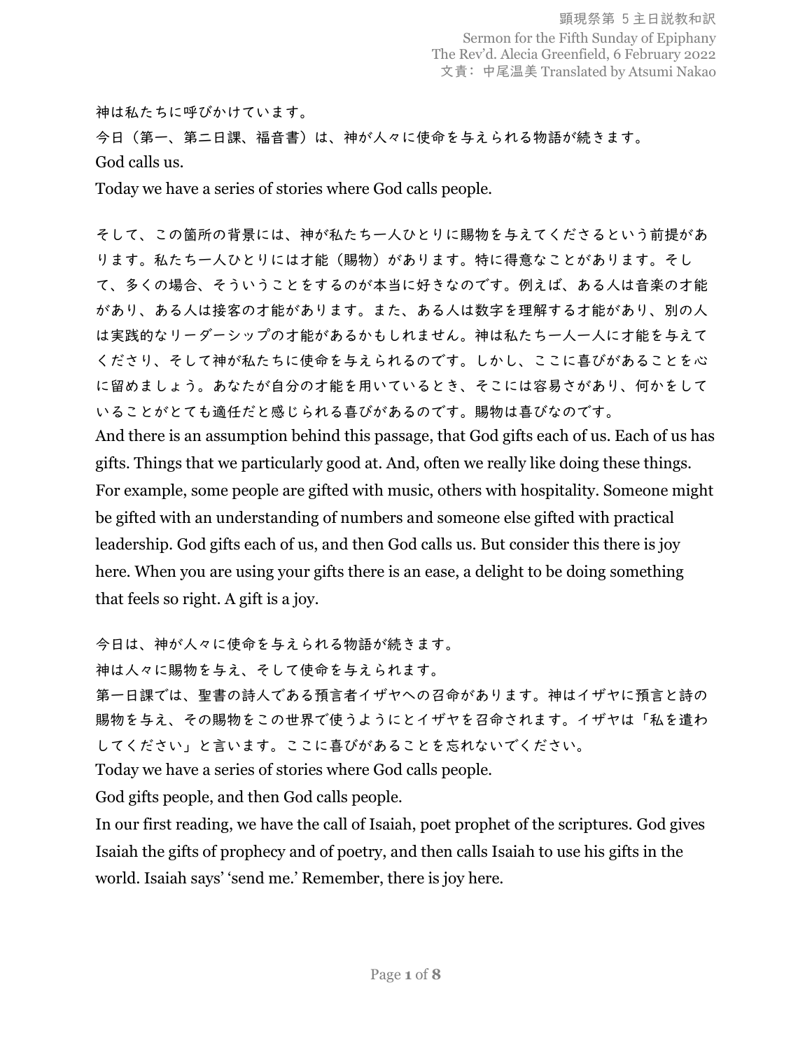顕現祭第 5 主日説教和訳

Sermon for the Fifth Sunday of Epiphany

The Rev'd. Alecia Greenfield, 6 February 2022

文責： 中尾温美 Translated by Atsumi Nakao

神は私たちに呼びかけています。

今日（第一、第二日課、福音書）は、神が人々に使命を与えられる物語が続きます。

God calls us.

Today we have a series of stories where God calls people.

そして、この箇所の背景には、神が私たち一人ひとりに賜物を与えてくださるという前提があります。私たち一人ひとりには才能（賜物）があります。特に得意なことがあります。そして、多くの場合、そういうことをするのが本当に好きなのです。例えば、ある人は音楽の才能があり、ある人は接客の才能があります。また、ある人は数字を理解する才能があり、別の人は実践的なリーダーシップの才能があるかもしれません。神は私たち一人一人に才能を与えてくださり、そして神が私たちに使命を与えられるのです。しかし、ここに喜びがあることを心に留めましょう。あなたが自分の才能を用いているとき、そこには容易さがあり、何かをしていることがとても適任だと感じられる喜びがあるのです。賜物は喜びなのです。

And there is an assumption behind this passage, that God gifts each of us. Each of us has gifts. Things that we particularly good at. And, often we really like doing these things. For example, some people are gifted with music, others with hospitality. Someone might be gifted with an understanding of numbers and someone else gifted with practical leadership. God gifts each of us, and then God calls us. But consider this there is joy here. When you are using your gifts there is an ease, a delight to be doing something that feels so right. A gift is a joy.

今日は、神が人々に使命を与えられる物語が続きます。

神は人々に賜物を与え、そして使命を与えられます。

第一日課では、聖書の詩人である預言者イザヤへの召命があります。神はイザヤに預言と詩の賜物を与え、その賜物をこの世界で使うようにとイザヤを召命されます。イザヤは「私を遣わしてください」と言います。ここに喜びがあることを忘れないでください。

Today we have a series of stories where God calls people.

God gifts people, and then God calls people.

In our first reading, we have the call of Isaiah, poet prophet of the scriptures. God gives Isaiah the gifts of prophecy and of poetry, and then calls Isaiah to use his gifts in the world. Isaiah says' 'send me.' Remember, there is joy here.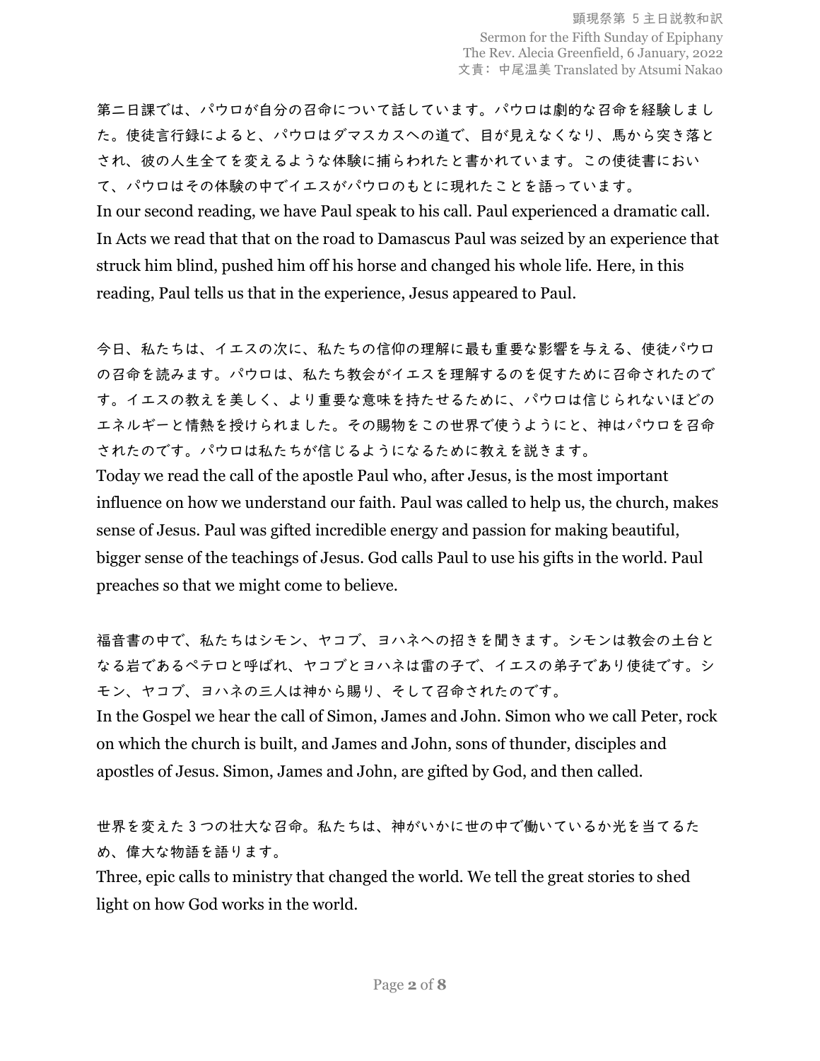第二日課では、パウロが自分の召命について話しています。パウロは劇的な召命を経験しました。使徒言行録によると、パウロはダマスカスへの道で、目が見えなくなり、馬から突き落とされ、彼の人生全てを変えるような体験に捕らわれたと書かれています。この使徒書において、パウロはその体験の中でイエスがパウロのもとに現れたことを語っています。

In our second reading, we have Paul speak to his call. Paul experienced a dramatic call. In Acts we read that that on the road to Damascus Paul was seized by an experience that struck him blind, pushed him off his horse and changed his whole life. Here, in this reading, Paul tells us that in the experience, Jesus appeared to Paul.

今日、私たちは、イエスの次に、私たちの信仰の理解に最も重要な影響を与える、使徒パウロの召命を読みます。パウロは、私たち教会がイエスを理解するのを促すために召命されたのです。イエスの教えを美しく、より重要な意味を持たせるために、パウロは信じられないほどのエネルギーと情熱を授けられました。その賜物をこの世界で使うようにと、神はパウロを召命されたのです。パウロは私たちが信じるようになるために教えを説きます。

Today we read the call of the apostle Paul who, after Jesus, is the most important influence on how we understand our faith. Paul was called to help us, the church, makes sense of Jesus. Paul was gifted incredible energy and passion for making beautiful, bigger sense of the teachings of Jesus. God calls Paul to use his gifts in the world. Paul preaches so that we might come to believe.

福音書の中で、私たちはシモン、ヤコブ、ヨハネへの招きを聞きます。シモンは教会の土台となる岩であるペテロと呼ばれ、ヤコブとヨハネは雷の子で、イエスの弟子であり使徒です。シモン、ヤコブ、ヨハネの三人は神から賜り、そして召命されたのです。

In the Gospel we hear the call of Simon, James and John. Simon who we call Peter, rock on which the church is built, and James and John, sons of thunder, disciples and apostles of Jesus. Simon, James and John, are gifted by God, and then called.

世界を変えた3つの壮大な召命。私たちは、神がいかに世の中で働いているか光を当てるため、偉大な物語を語ります。

Three, epic calls to ministry that changed the world. We tell the great stories to shed light on how God works in the world.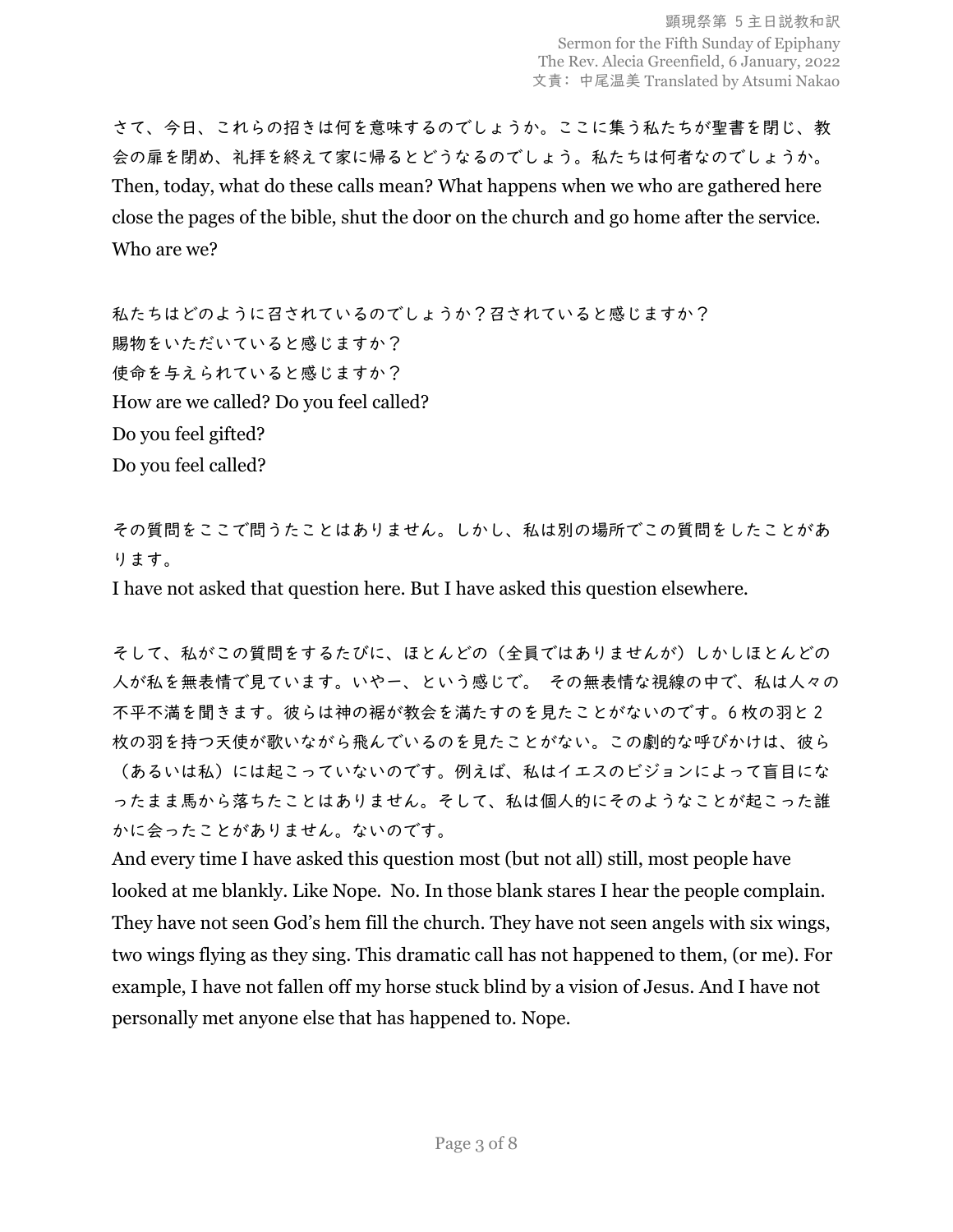さて、今日、これらの招きは何を意味するのでしょうか。ここに集う私たちが聖書を閉じ、教会の扉を閉め、礼拝を終えて家に帰るとどうなるのでしょう。私たちは何者なのでしょうか。
Then, today, what do these calls mean? What happens when we who are gathered here close the pages of the bible, shut the door on the church and go home after the service. Who are we?

私たちはどのように召されているのでしょうか？召されていると感じますか？
賜物をいただいていると感じますか？
使命を与えられていると感じますか？
How are we called? Do you feel called?
Do you feel gifted?
Do you feel called?

その質問をここで問うたことはありません。しかし、私は別の場所でこの質問をしたことがあります。
I have not asked that question here. But I have asked this question elsewhere.

そして、私がこの質問をするたびに、ほとんどの（全員ではありませんが）しかしほとんどの人が私を無表情で見ています。いやー、という感じで。　その無表情な視線の中で、私は人々の不平不満を聞きます。彼らは神の裾が教会を満たすのを見たことがないのです。6 枚の羽と 2 枚の羽を持つ天使が歌いながら飛んでいるのを見たことがない。この劇的な呼びかけは、彼ら（あるいは私）には起こっていないのです。例えば、私はイエスのビジョンによって盲目になったまま馬から落ちたことはありません。そして、私は個人的にそのようなことが起こった誰かに会ったことがありません。ないのです。
And every time I have asked this question most (but not all) still, most people have looked at me blankly. Like Nope.  No. In those blank stares I hear the people complain. They have not seen God's hem fill the church. They have not seen angels with six wings, two wings flying as they sing. This dramatic call has not happened to them, (or me). For example, I have not fallen off my horse stuck blind by a vision of Jesus. And I have not personally met anyone else that has happened to. Nope.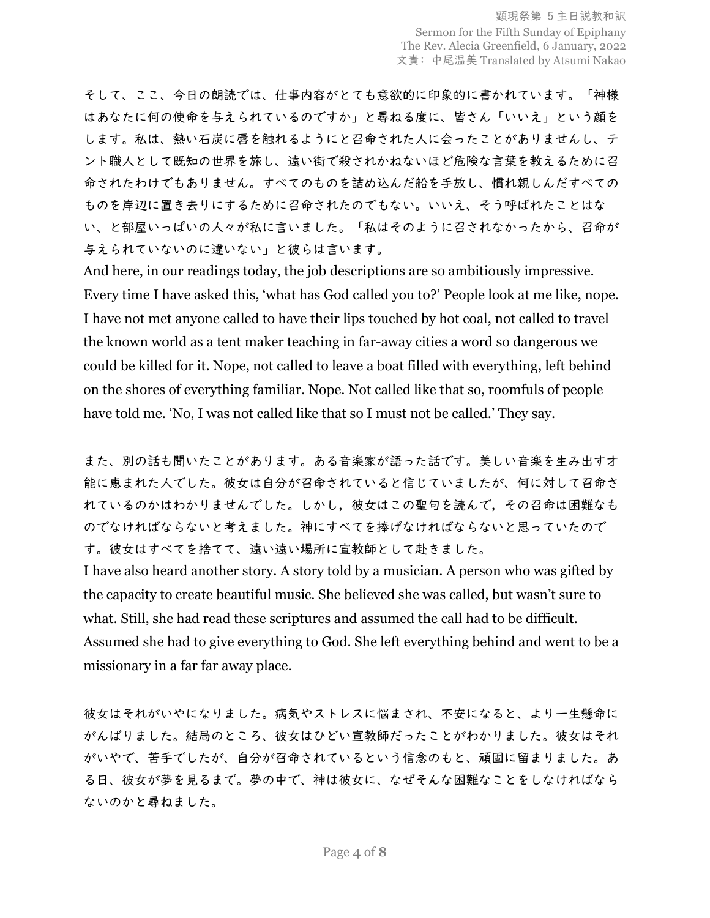そして、ここ、今日の朗読では、仕事内容がとても意欲的に印象的に書かれています。「神様はあなたに何の使命を与えられているのですか」と尋ねる度に、皆さん「いいえ」という顔をします。私は、熱い石炭に唇を触れるようにと召命された人に会ったことがありませんし、テント職人として既知の世界を旅し、遠い街で殺されかねないほど危険な言葉を教えるために召命されたわけでもありません。すべてのものを詰め込んだ船を手放し、慣れ親しんだすべてのものを岸辺に置き去りにするために召命されたのでもない。いいえ、そう呼ばれたことはない、と部屋いっぱいの人々が私に言いました。「私はそのように召されなかったから、召命が与えられていないのに違いない」と彼らは言います。
And here, in our readings today, the job descriptions are so ambitiously impressive. Every time I have asked this, 'what has God called you to?' People look at me like, nope. I have not met anyone called to have their lips touched by hot coal, not called to travel the known world as a tent maker teaching in far-away cities a word so dangerous we could be killed for it. Nope, not called to leave a boat filled with everything, left behind on the shores of everything familiar. Nope. Not called like that so, roomfuls of people have told me. 'No, I was not called like that so I must not be called.' They say.

また、別の話も聞いたことがあります。ある音楽家が語った話です。美しい音楽を生み出す才能に恵まれた人でした。彼女は自分が召命されていると信じていましたが、何に対して召命されているのかはわかりませんでした。しかし，彼女はこの聖句を読んで，その召命は困難なものでなければならないと考えました。神にすべてを捧げなければならないと思っていたのです。彼女はすべてを捨てて、遠い遠い場所に宣教師として赴きました。
I have also heard another story. A story told by a musician. A person who was gifted by the capacity to create beautiful music. She believed she was called, but wasn't sure to what. Still, she had read these scriptures and assumed the call had to be difficult. Assumed she had to give everything to God. She left everything behind and went to be a missionary in a far far away place.

彼女はそれがいやになりました。病気やストレスに悩まされ、不安になると、より一生懸命にがんばりました。結局のところ、彼女はひどい宣教師だったことがわかりました。彼女はそれがいやで、苦手でしたが、自分が召命されているという信念のもと、頑固に留まりました。ある日、彼女が夢を見るまで。夢の中で、神は彼女に、なぜそんな困難なことをしなければならないのかと尋ねました。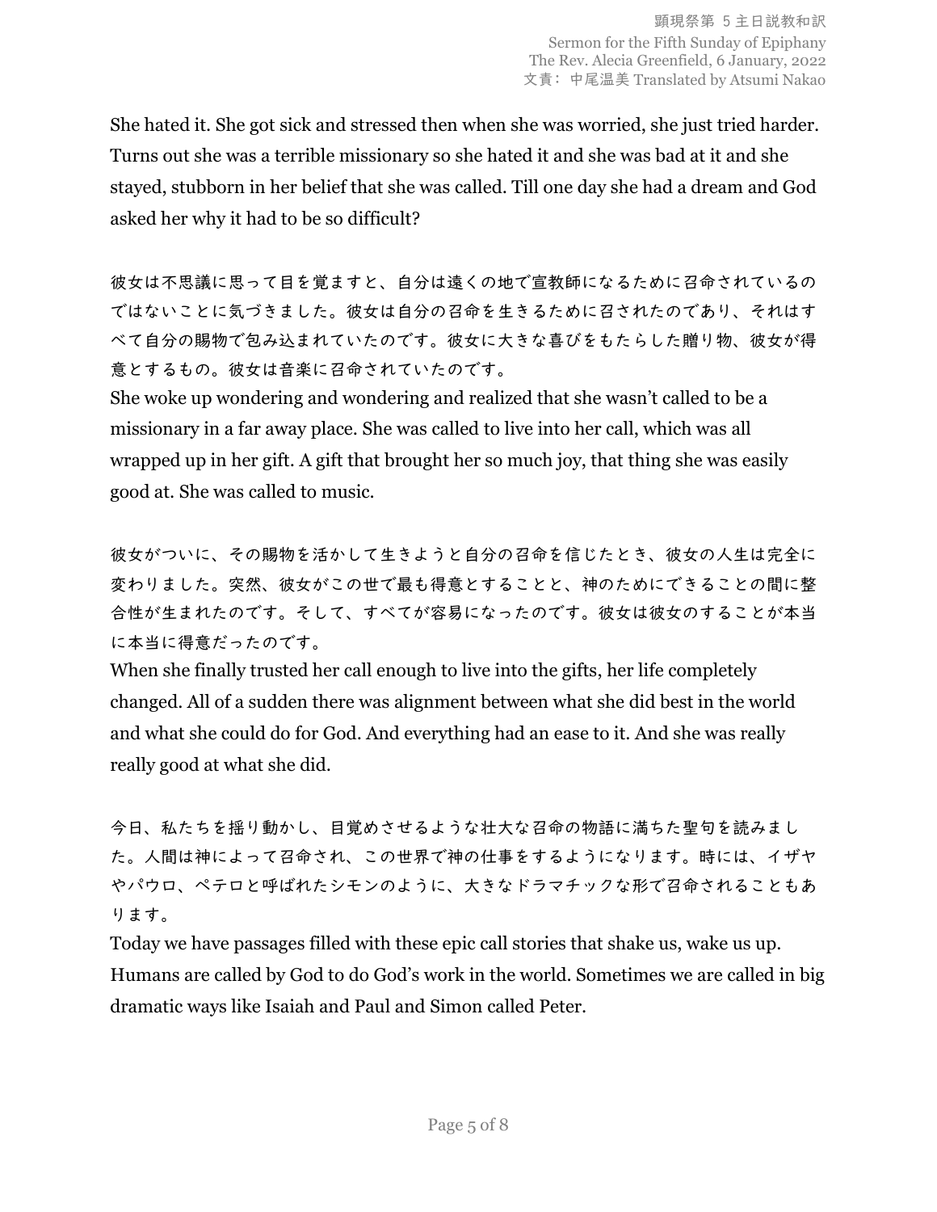She hated it. She got sick and stressed then when she was worried, she just tried harder. Turns out she was a terrible missionary so she hated it and she was bad at it and she stayed, stubborn in her belief that she was called. Till one day she had a dream and God asked her why it had to be so difficult?

彼女は不思議に思って目を覚ますと、自分は遠くの地で宣教師になるために召命されているのではないことに気づきました。彼女は自分の召命を生きるために召されたのであり、それはすべて自分の賜物で包み込まれていたのです。彼女に大きな喜びをもたらした贈り物、彼女が得意とするもの。彼女は音楽に召命されていたのです。

She woke up wondering and wondering and realized that she wasn't called to be a missionary in a far away place. She was called to live into her call, which was all wrapped up in her gift. A gift that brought her so much joy, that thing she was easily good at. She was called to music.

彼女がついに、その賜物を活かして生きようと自分の召命を信じたとき、彼女の人生は完全に変わりました。突然、彼女がこの世で最も得意とすることと、神のためにできることの間に整合性が生まれたのです。そして、すべてが容易になったのです。彼女は彼女のすることが本当に本当に得意だったのです。

When she finally trusted her call enough to live into the gifts, her life completely changed. All of a sudden there was alignment between what she did best in the world and what she could do for God. And everything had an ease to it. And she was really really good at what she did.

今日、私たちを揺り動かし、目覚めさせるような壮大な召命の物語に満ちた聖句を読みました。人間は神によって召命され、この世界で神の仕事をするようになります。時には、イザヤやパウロ、ペテロと呼ばれたシモンのように、大きなドラマチックな形で召命されることもあります。

Today we have passages filled with these epic call stories that shake us, wake us up. Humans are called by God to do God's work in the world. Sometimes we are called in big dramatic ways like Isaiah and Paul and Simon called Peter.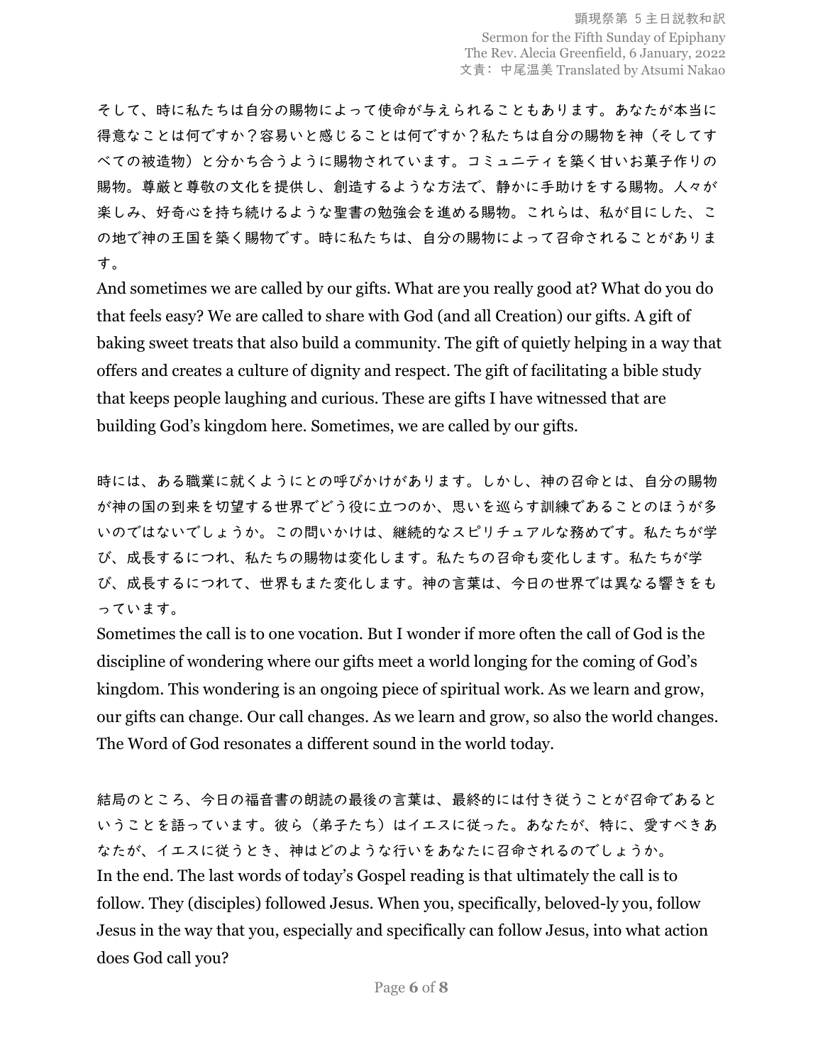そして、時に私たちは自分の賜物によって使命が与えられることもあります。あなたが本当に得意なことは何ですか？容易いと感じることは何ですか？私たちは自分の賜物を神（そしてすべての被造物）と分かち合うように賜物されています。コミュニティを築く甘いお菓子作りの賜物。尊厳と尊敬の文化を提供し、創造するような方法で、静かに手助けをする賜物。人々が楽しみ、好奇心を持ち続けるような聖書の勉強会を進める賜物。これらは、私が目にした、この地で神の王国を築く賜物です。時に私たちは、自分の賜物によって召命されることがあります。
And sometimes we are called by our gifts. What are you really good at? What do you do that feels easy? We are called to share with God (and all Creation) our gifts. A gift of baking sweet treats that also build a community. The gift of quietly helping in a way that offers and creates a culture of dignity and respect. The gift of facilitating a bible study that keeps people laughing and curious. These are gifts I have witnessed that are building God's kingdom here. Sometimes, we are called by our gifts.

時には、ある職業に就くようにとの呼びかけがあります。しかし、神の召命とは、自分の賜物が神の国の到来を切望する世界でどう役に立つのか、思いを巡らす訓練であることのほうが多いのではないでしょうか。この問いかけは、継続的なスピリチュアルな務めです。私たちが学び、成長するにつれ、私たちの賜物は変化します。私たちの召命も変化します。私たちが学び、成長するにつれて、世界もまた変化します。神の言葉は、今日の世界では異なる響きをもっています。
Sometimes the call is to one vocation. But I wonder if more often the call of God is the discipline of wondering where our gifts meet a world longing for the coming of God's kingdom. This wondering is an ongoing piece of spiritual work. As we learn and grow, our gifts can change. Our call changes. As we learn and grow, so also the world changes. The Word of God resonates a different sound in the world today.

結局のところ、今日の福音書の朗読の最後の言葉は、最終的には付き従うことが召命であるということを語っています。彼ら（弟子たち）はイエスに従った。あなたが、特に、愛すべきあなたが、イエスに従うとき、神はどのような行いをあなたに召命されるのでしょうか。
In the end. The last words of today's Gospel reading is that ultimately the call is to follow. They (disciples) followed Jesus. When you, specifically, beloved-ly you, follow Jesus in the way that you, especially and specifically can follow Jesus, into what action does God call you?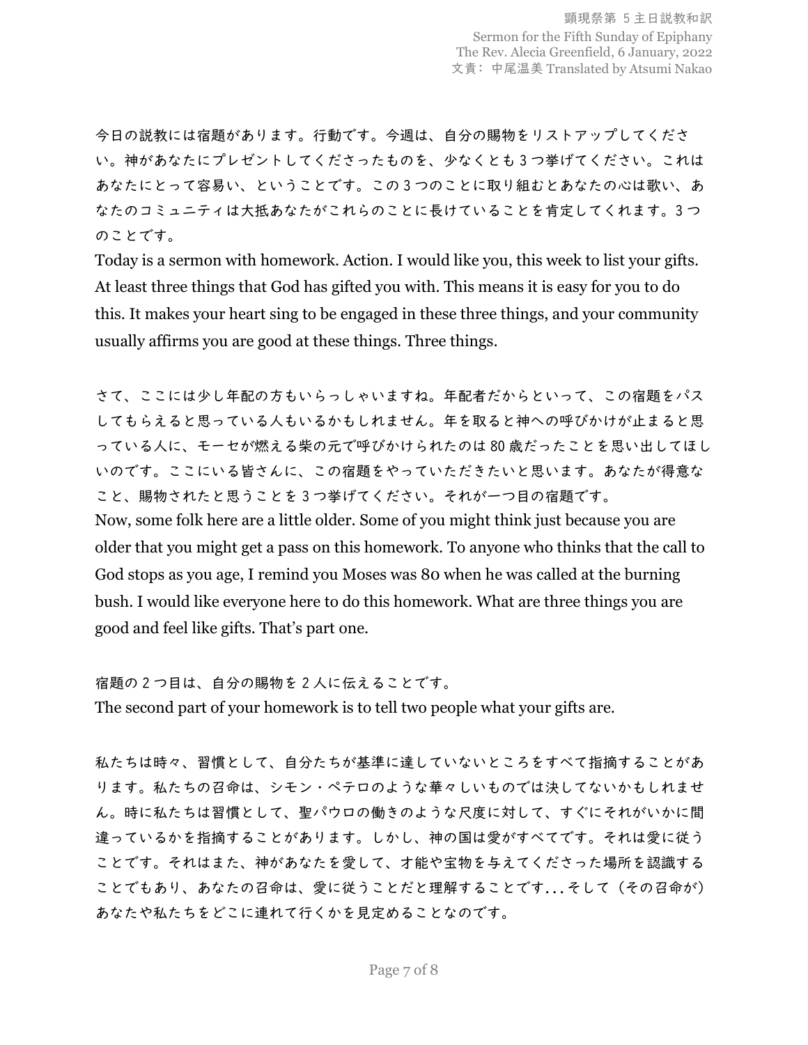今日の説教には宿題があります。行動です。今週は、自分の賜物をリストアップしてください。神があなたにプレゼントしてくださったものを、少なくとも 3 つ挙げてください。これはあなたにとって容易い、ということです。この 3 つのことに取り組むとあなたの心は歌い、あなたのコミュニティは大抵あなたがこれらのことに長けていることを肯定してくれます。3 つのことです。

Today is a sermon with homework. Action. I would like you, this week to list your gifts. At least three things that God has gifted you with. This means it is easy for you to do this. It makes your heart sing to be engaged in these three things, and your community usually affirms you are good at these things. Three things.

さて、ここには少し年配の方もいらっしゃいますね。年配者だからといって、この宿題をパスしてもらえると思っている人もいるかもしれません。年を取ると神への呼びかけが止まると思っている人に、モーセが燃える柴の元で呼びかけられたのは 80 歳だったことを思い出してほしいのです。ここにいる皆さんに、この宿題をやっていただきたいと思います。あなたが得意なこと、賜物されたと思うことを 3 つ挙げてください。それが一つ目の宿題です。

Now, some folk here are a little older. Some of you might think just because you are older that you might get a pass on this homework. To anyone who thinks that the call to God stops as you age, I remind you Moses was 80 when he was called at the burning bush. I would like everyone here to do this homework. What are three things you are good and feel like gifts. That's part one.

宿題の 2 つ目は、自分の賜物を 2 人に伝えることです。

The second part of your homework is to tell two people what your gifts are.

私たちは時々、習慣として、自分たちが基準に達していないところをすべて指摘することがあります。私たちの召命は、シモン・ペテロのような華々しいものでは決してないかもしれません。時に私たちは習慣として、聖パウロの働きのような尺度に対して、すぐにそれがいかに間違っているかを指摘することがあります。しかし、神の国は愛がすべてです。それは愛に従うことです。それはまた、神があなたを愛して、才能や宝物を与えてくださった場所を認識することでもあり、あなたの召命は、愛に従うことだと理解することです...そして（その召命が）あなたや私たちをどこに連れて行くかを見定めることなのです。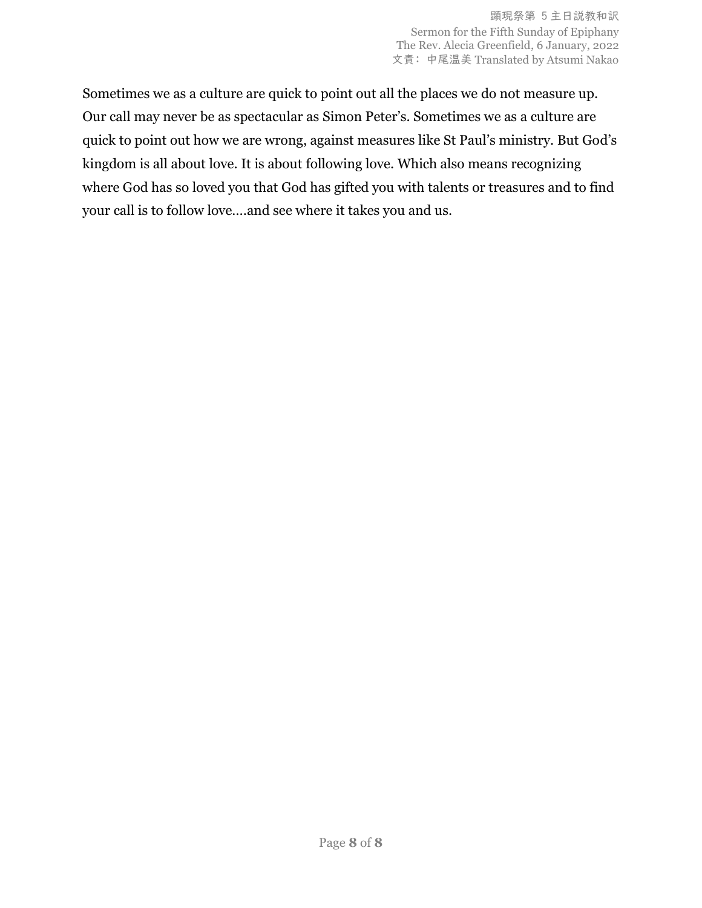Sometimes we as a culture are quick to point out all the places we do not measure up. Our call may never be as spectacular as Simon Peter's. Sometimes we as a culture are quick to point out how we are wrong, against measures like St Paul's ministry. But God's kingdom is all about love. It is about following love. Which also means recognizing where God has so loved you that God has gifted you with talents or treasures and to find your call is to follow love....and see where it takes you and us.